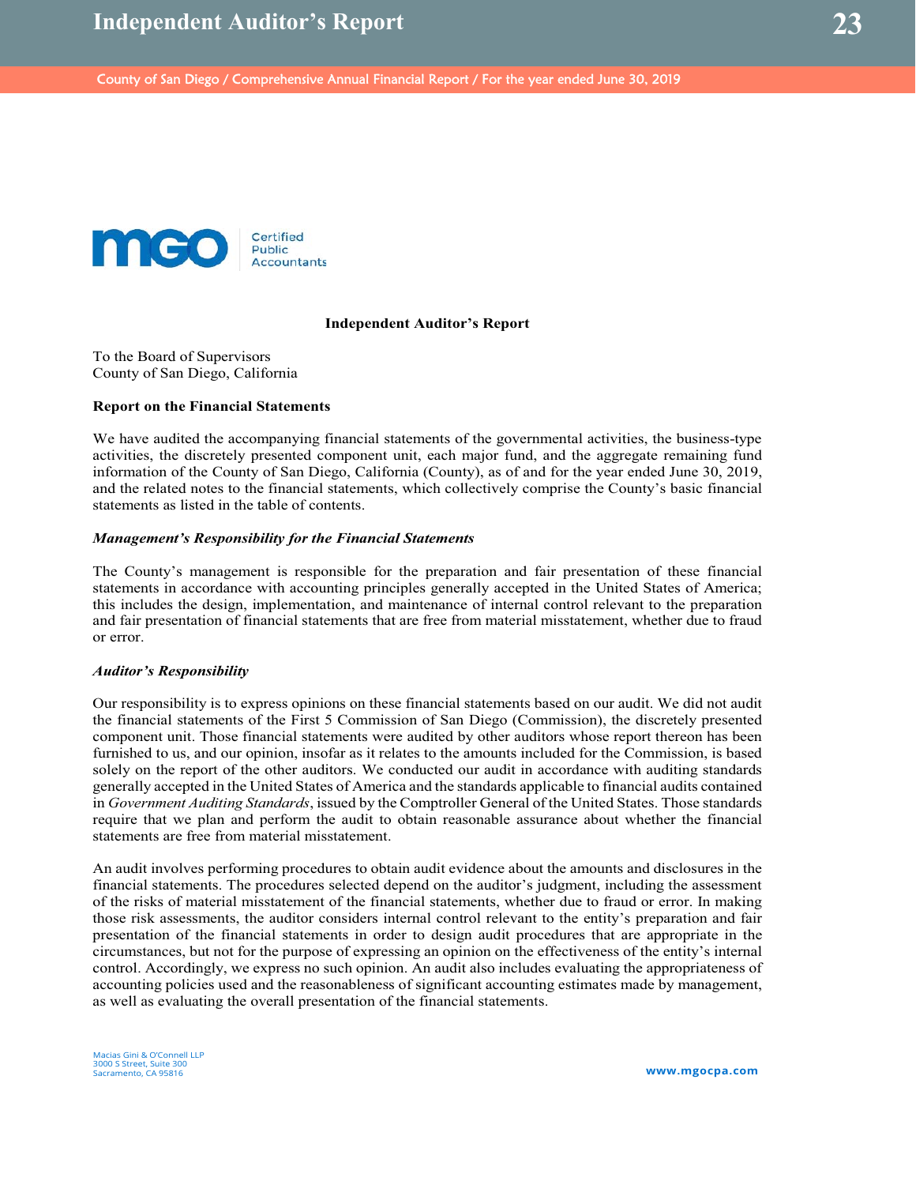# Independent Auditor's Report

To the Board of Supervisors
County of San Diego, California

## Report on the Financial Statements

We have audited the accompanying financial statements of the governmental activities, the business-type activities, the discretely presented component unit, each major fund, and the aggregate remaining fund information of the County of San Diego, California (County), as of and for the year ended June 30, 2019, and the related notes to the financial statements, which collectively comprise the County's basic financial statements as listed in the table of contents.

### *Management's Responsibility for the Financial Statements*

The County's management is responsible for the preparation and fair presentation of these financial statements in accordance with accounting principles generally accepted in the United States of America; this includes the design, implementation, and maintenance of internal control relevant to the preparation and fair presentation of financial statements that are free from material misstatement, whether due to fraud or error.

### *Auditor's Responsibility*

Our responsibility is to express opinions on these financial statements based on our audit. We did not audit the financial statements of the First 5 Commission of San Diego (Commission), the discretely presented component unit. Those financial statements were audited by other auditors whose report thereon has been furnished to us, and our opinion, insofar as it relates to the amounts included for the Commission, is based solely on the report of the other auditors. We conducted our audit in accordance with auditing standards generally accepted in the United States of America and the standards applicable to financial audits contained in *Government Auditing Standards*, issued by the Comptroller General of the United States. Those standards require that we plan and perform the audit to obtain reasonable assurance about whether the financial statements are free from material misstatement.

An audit involves performing procedures to obtain audit evidence about the amounts and disclosures in the financial statements. The procedures selected depend on the auditor's judgment, including the assessment of the risks of material misstatement of the financial statements, whether due to fraud or error. In making those risk assessments, the auditor considers internal control relevant to the entity's preparation and fair presentation of the financial statements in order to design audit procedures that are appropriate in the circumstances, but not for the purpose of expressing an opinion on the effectiveness of the entity's internal control. Accordingly, we express no such opinion. An audit also includes evaluating the appropriateness of accounting policies used and the reasonableness of significant accounting estimates made by management, as well as evaluating the overall presentation of the financial statements.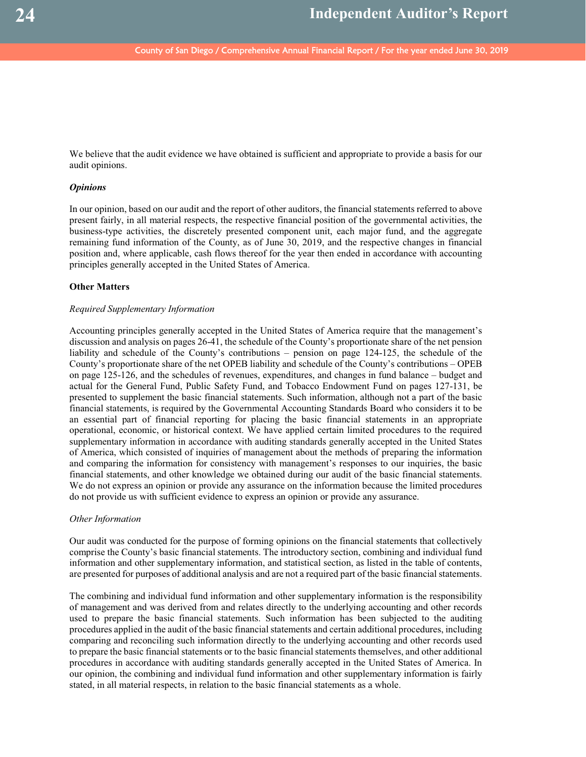We believe that the audit evidence we have obtained is sufficient and appropriate to provide a basis for our audit opinions.

***Opinions***

In our opinion, based on our audit and the report of other auditors, the financial statements referred to above present fairly, in all material respects, the respective financial position of the governmental activities, the business-type activities, the discretely presented component unit, each major fund, and the aggregate remaining fund information of the County, as of June 30, 2019, and the respective changes in financial position and, where applicable, cash flows thereof for the year then ended in accordance with accounting principles generally accepted in the United States of America.

**Other Matters**

*Required Supplementary Information*

Accounting principles generally accepted in the United States of America require that the management's discussion and analysis on pages 26-41, the schedule of the County's proportionate share of the net pension liability and schedule of the County's contributions – pension on page 124-125, the schedule of the County's proportionate share of the net OPEB liability and schedule of the County's contributions – OPEB on page 125-126, and the schedules of revenues, expenditures, and changes in fund balance – budget and actual for the General Fund, Public Safety Fund, and Tobacco Endowment Fund on pages 127-131, be presented to supplement the basic financial statements. Such information, although not a part of the basic financial statements, is required by the Governmental Accounting Standards Board who considers it to be an essential part of financial reporting for placing the basic financial statements in an appropriate operational, economic, or historical context. We have applied certain limited procedures to the required supplementary information in accordance with auditing standards generally accepted in the United States of America, which consisted of inquiries of management about the methods of preparing the information and comparing the information for consistency with management's responses to our inquiries, the basic financial statements, and other knowledge we obtained during our audit of the basic financial statements. We do not express an opinion or provide any assurance on the information because the limited procedures do not provide us with sufficient evidence to express an opinion or provide any assurance.

*Other Information*

Our audit was conducted for the purpose of forming opinions on the financial statements that collectively comprise the County's basic financial statements. The introductory section, combining and individual fund information and other supplementary information, and statistical section, as listed in the table of contents, are presented for purposes of additional analysis and are not a required part of the basic financial statements.

The combining and individual fund information and other supplementary information is the responsibility of management and was derived from and relates directly to the underlying accounting and other records used to prepare the basic financial statements. Such information has been subjected to the auditing procedures applied in the audit of the basic financial statements and certain additional procedures, including comparing and reconciling such information directly to the underlying accounting and other records used to prepare the basic financial statements or to the basic financial statements themselves, and other additional procedures in accordance with auditing standards generally accepted in the United States of America. In our opinion, the combining and individual fund information and other supplementary information is fairly stated, in all material respects, in relation to the basic financial statements as a whole.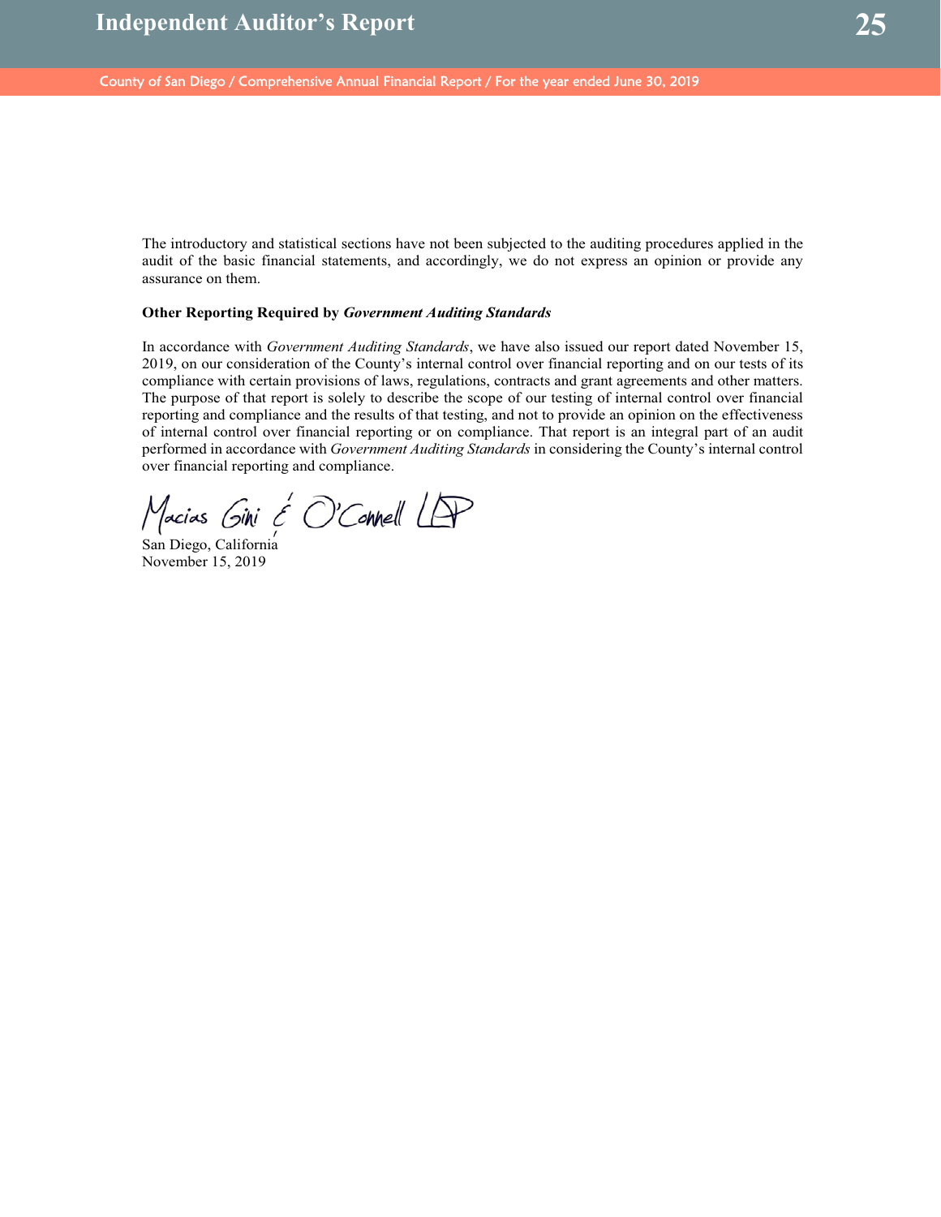The introductory and statistical sections have not been subjected to the auditing procedures applied in the audit of the basic financial statements, and accordingly, we do not express an opinion or provide any assurance on them.

**Other Reporting Required by *Government Auditing Standards***

In accordance with *Government Auditing Standards*, we have also issued our report dated November 15, 2019, on our consideration of the County's internal control over financial reporting and on our tests of its compliance with certain provisions of laws, regulations, contracts and grant agreements and other matters. The purpose of that report is solely to describe the scope of our testing of internal control over financial reporting and compliance and the results of that testing, and not to provide an opinion on the effectiveness of internal control over financial reporting or on compliance. That report is an integral part of an audit performed in accordance with *Government Auditing Standards* in considering the County's internal control over financial reporting and compliance.

Macias Gini & O'Connell LLP

San Diego, California
November 15, 2019